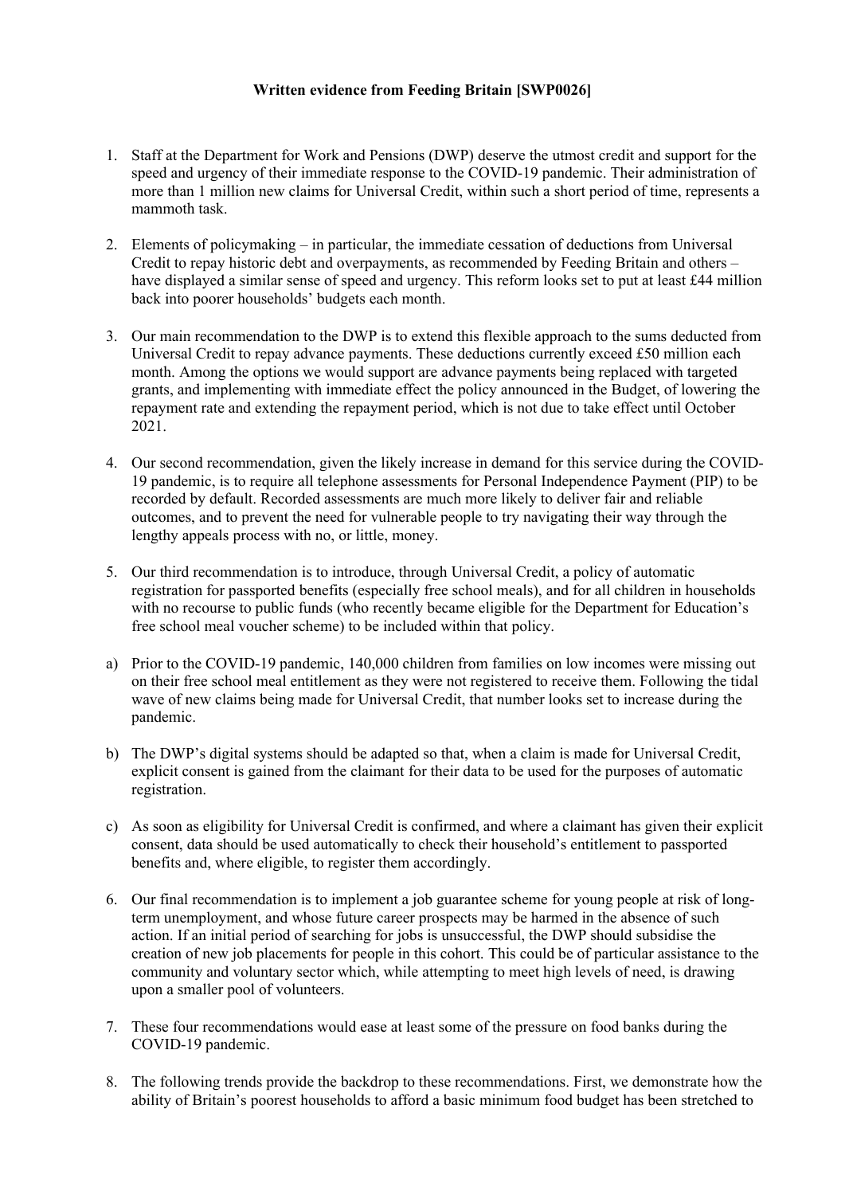**Written evidence from Feeding Britain [SWP0026]**

1. Staff at the Department for Work and Pensions (DWP) deserve the utmost credit and support for the speed and urgency of their immediate response to the COVID-19 pandemic. Their administration of more than 1 million new claims for Universal Credit, within such a short period of time, represents a mammoth task.

2. Elements of policymaking – in particular, the immediate cessation of deductions from Universal Credit to repay historic debt and overpayments, as recommended by Feeding Britain and others – have displayed a similar sense of speed and urgency. This reform looks set to put at least £44 million back into poorer households' budgets each month.

3. Our main recommendation to the DWP is to extend this flexible approach to the sums deducted from Universal Credit to repay advance payments. These deductions currently exceed £50 million each month. Among the options we would support are advance payments being replaced with targeted grants, and implementing with immediate effect the policy announced in the Budget, of lowering the repayment rate and extending the repayment period, which is not due to take effect until October 2021.

4. Our second recommendation, given the likely increase in demand for this service during the COVID-19 pandemic, is to require all telephone assessments for Personal Independence Payment (PIP) to be recorded by default. Recorded assessments are much more likely to deliver fair and reliable outcomes, and to prevent the need for vulnerable people to try navigating their way through the lengthy appeals process with no, or little, money.

5. Our third recommendation is to introduce, through Universal Credit, a policy of automatic registration for passported benefits (especially free school meals), and for all children in households with no recourse to public funds (who recently became eligible for the Department for Education's free school meal voucher scheme) to be included within that policy.

a) Prior to the COVID-19 pandemic, 140,000 children from families on low incomes were missing out on their free school meal entitlement as they were not registered to receive them. Following the tidal wave of new claims being made for Universal Credit, that number looks set to increase during the pandemic.

b) The DWP's digital systems should be adapted so that, when a claim is made for Universal Credit, explicit consent is gained from the claimant for their data to be used for the purposes of automatic registration.

c) As soon as eligibility for Universal Credit is confirmed, and where a claimant has given their explicit consent, data should be used automatically to check their household's entitlement to passported benefits and, where eligible, to register them accordingly.

6. Our final recommendation is to implement a job guarantee scheme for young people at risk of long-term unemployment, and whose future career prospects may be harmed in the absence of such action. If an initial period of searching for jobs is unsuccessful, the DWP should subsidise the creation of new job placements for people in this cohort. This could be of particular assistance to the community and voluntary sector which, while attempting to meet high levels of need, is drawing upon a smaller pool of volunteers.

7. These four recommendations would ease at least some of the pressure on food banks during the COVID-19 pandemic.

8. The following trends provide the backdrop to these recommendations. First, we demonstrate how the ability of Britain's poorest households to afford a basic minimum food budget has been stretched to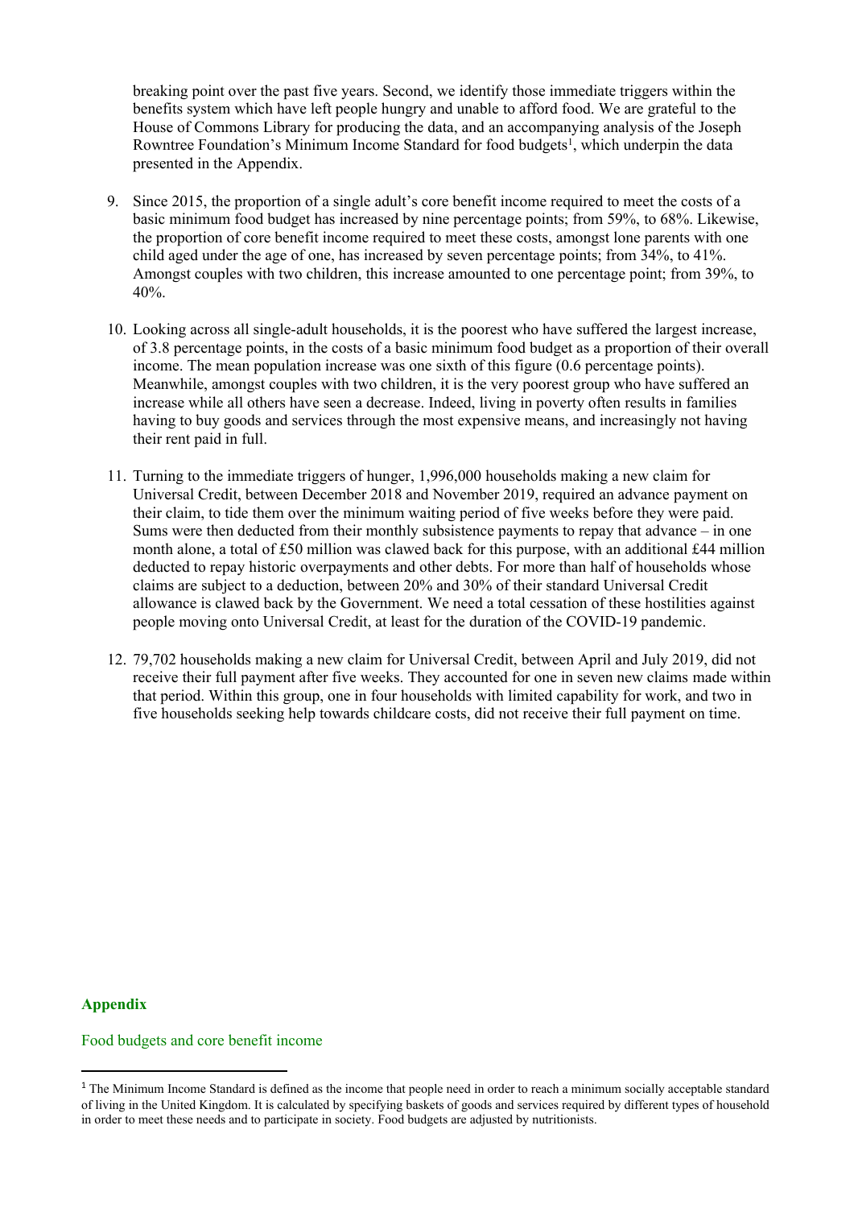breaking point over the past five years. Second, we identify those immediate triggers within the benefits system which have left people hungry and unable to afford food. We are grateful to the House of Commons Library for producing the data, and an accompanying analysis of the Joseph Rowntree Foundation's Minimum Income Standard for food budgets[1], which underpin the data presented in the Appendix.

9. Since 2015, the proportion of a single adult's core benefit income required to meet the costs of a basic minimum food budget has increased by nine percentage points; from 59%, to 68%. Likewise, the proportion of core benefit income required to meet these costs, amongst lone parents with one child aged under the age of one, has increased by seven percentage points; from 34%, to 41%. Amongst couples with two children, this increase amounted to one percentage point; from 39%, to 40%.

10. Looking across all single-adult households, it is the poorest who have suffered the largest increase, of 3.8 percentage points, in the costs of a basic minimum food budget as a proportion of their overall income. The mean population increase was one sixth of this figure (0.6 percentage points). Meanwhile, amongst couples with two children, it is the very poorest group who have suffered an increase while all others have seen a decrease. Indeed, living in poverty often results in families having to buy goods and services through the most expensive means, and increasingly not having their rent paid in full.

11. Turning to the immediate triggers of hunger, 1,996,000 households making a new claim for Universal Credit, between December 2018 and November 2019, required an advance payment on their claim, to tide them over the minimum waiting period of five weeks before they were paid. Sums were then deducted from their monthly subsistence payments to repay that advance – in one month alone, a total of £50 million was clawed back for this purpose, with an additional £44 million deducted to repay historic overpayments and other debts. For more than half of households whose claims are subject to a deduction, between 20% and 30% of their standard Universal Credit allowance is clawed back by the Government. We need a total cessation of these hostilities against people moving onto Universal Credit, at least for the duration of the COVID-19 pandemic.

12. 79,702 households making a new claim for Universal Credit, between April and July 2019, did not receive their full payment after five weeks. They accounted for one in seven new claims made within that period. Within this group, one in four households with limited capability for work, and two in five households seeking help towards childcare costs, did not receive their full payment on time.

## Appendix

### Food budgets and core benefit income

[1] The Minimum Income Standard is defined as the income that people need in order to reach a minimum socially acceptable standard of living in the United Kingdom. It is calculated by specifying baskets of goods and services required by different types of household in order to meet these needs and to participate in society. Food budgets are adjusted by nutritionists.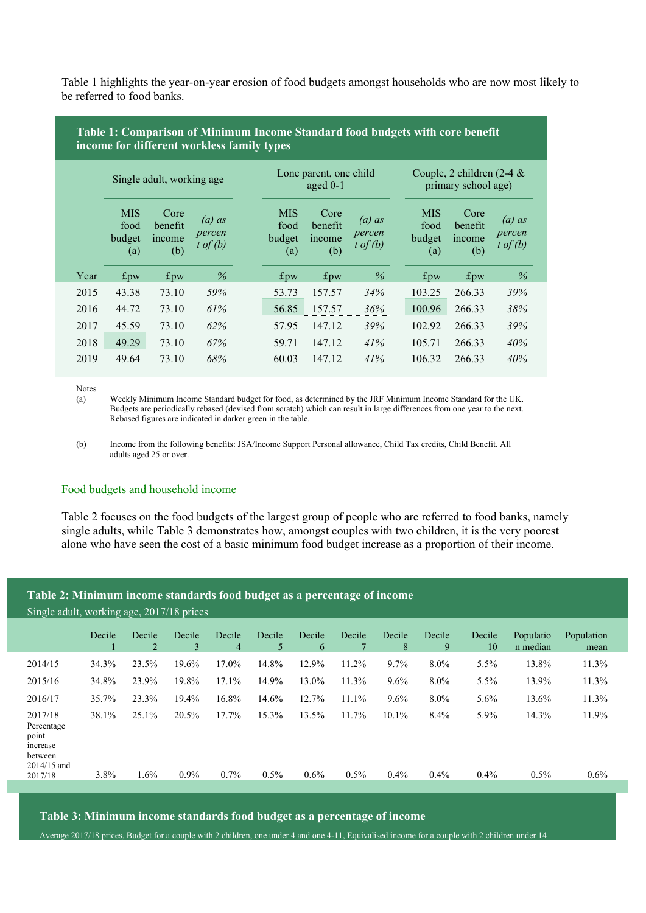Table 1 highlights the year-on-year erosion of food budgets amongst households who are now most likely to be referred to food banks.

**Table 1: Comparison of Minimum Income Standard food budgets with core benefit income for different workless family types**

| | Single adult, working age | | | Lone parent, one child aged 0-1 | | | Couple, 2 children (2-4 & primary school age) | | |
|---|---|---|---|---|---|---|---|---|---|
| | MIS food budget (a) | Core benefit income (b) | *(a) as percent of (b)* | MIS food budget (a) | Core benefit income (b) | *(a) as percent of (b)* | MIS food budget (a) | Core benefit income (b) | *(a) as percent of (b)* |
| Year | £pw | £pw | *%* | £pw | £pw | *%* | £pw | £pw | *%* |
| 2015 | 43.38 | 73.10 | *59%* | 53.73 | 157.57 | *34%* | 103.25 | 266.33 | *39%* |
| 2016 | 44.72 | 73.10 | *61%* | 56.85 | 157.57 | *36%* | 100.96 | 266.33 | *38%* |
| 2017 | 45.59 | 73.10 | *62%* | 57.95 | 147.12 | *39%* | 102.92 | 266.33 | *39%* |
| 2018 | 49.29 | 73.10 | *67%* | 59.71 | 147.12 | *41%* | 105.71 | 266.33 | *40%* |
| 2019 | 49.64 | 73.10 | *68%* | 60.03 | 147.12 | *41%* | 106.32 | 266.33 | *40%* |

Notes

(a) Weekly Minimum Income Standard budget for food, as determined by the JRF Minimum Income Standard for the UK. Budgets are periodically rebased (devised from scratch) which can result in large differences from one year to the next. Rebased figures are indicated in darker green in the table.

(b) Income from the following benefits: JSA/Income Support Personal allowance, Child Tax credits, Child Benefit. All adults aged 25 or over.

## Food budgets and household income

Table 2 focuses on the food budgets of the largest group of people who are referred to food banks, namely single adults, while Table 3 demonstrates how, amongst couples with two children, it is the very poorest alone who have seen the cost of a basic minimum food budget increase as a proportion of their income.

**Table 2: Minimum income standards food budget as a percentage of income**

Single adult, working age, 2017/18 prices

| | Decile 1 | Decile 2 | Decile 3 | Decile 4 | Decile 5 | Decile 6 | Decile 7 | Decile 8 | Decile 9 | Decile 10 | Population median | Population mean |
|---|---|---|---|---|---|---|---|---|---|---|---|---|
| 2014/15 | 34.3% | 23.5% | 19.6% | 17.0% | 14.8% | 12.9% | 11.2% | 9.7% | 8.0% | 5.5% | 13.8% | 11.3% |
| 2015/16 | 34.8% | 23.9% | 19.8% | 17.1% | 14.9% | 13.0% | 11.3% | 9.6% | 8.0% | 5.5% | 13.9% | 11.3% |
| 2016/17 | 35.7% | 23.3% | 19.4% | 16.8% | 14.6% | 12.7% | 11.1% | 9.6% | 8.0% | 5.6% | 13.6% | 11.3% |
| 2017/18 | 38.1% | 25.1% | 20.5% | 17.7% | 15.3% | 13.5% | 11.7% | 10.1% | 8.4% | 5.9% | 14.3% | 11.9% |
| Percentage point increase between 2014/15 and 2017/18 | 3.8% | 1.6% | 0.9% | 0.7% | 0.5% | 0.6% | 0.5% | 0.4% | 0.4% | 0.4% | 0.5% | 0.6% |

**Table 3: Minimum income standards food budget as a percentage of income**

Average 2017/18 prices, Budget for a couple with 2 children, one under 4 and one 4-11, Equivalised income for a couple with 2 children under 14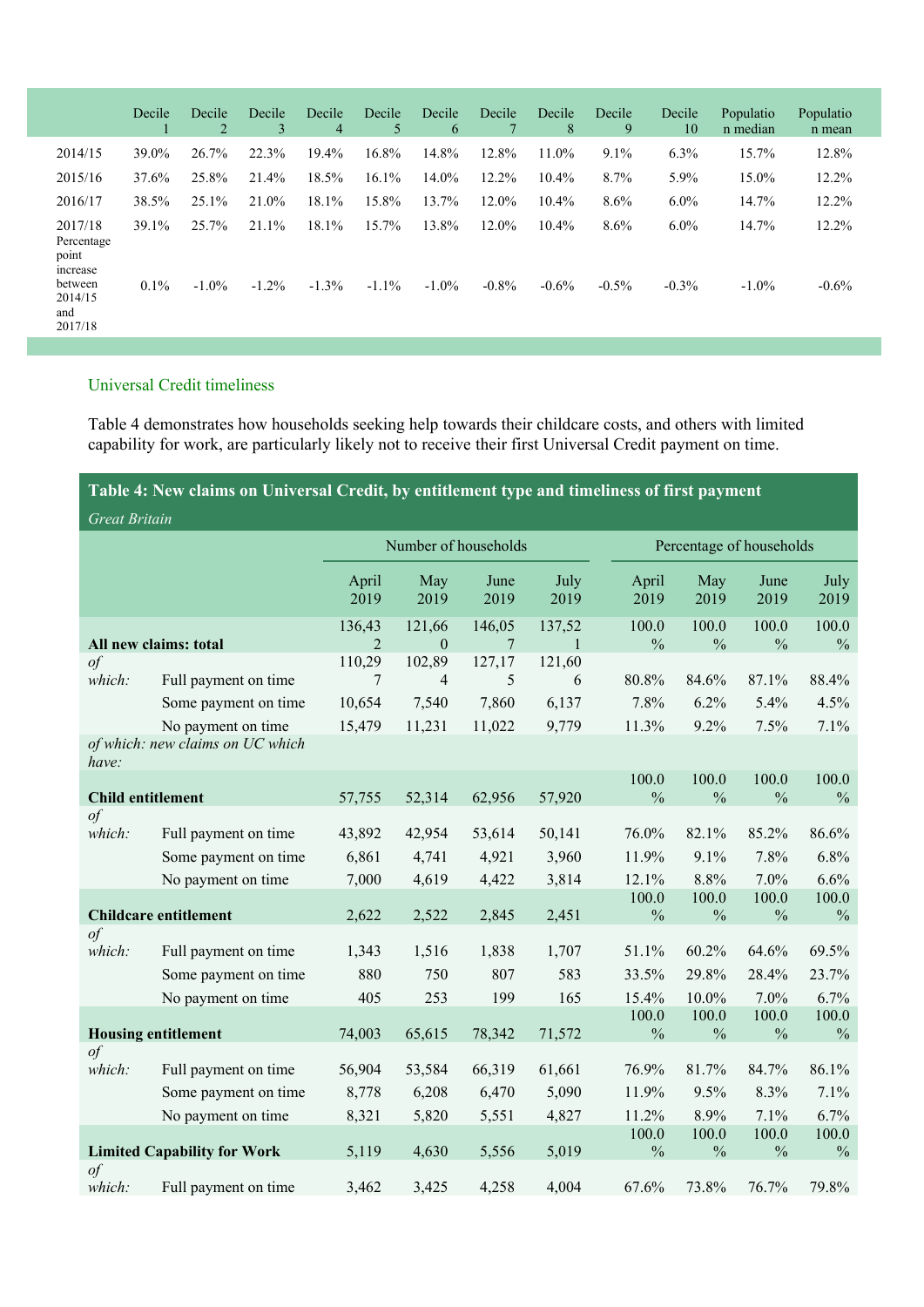| | Decile 1 | Decile 2 | Decile 3 | Decile 4 | Decile 5 | Decile 6 | Decile 7 | Decile 8 | Decile 9 | Decile 10 | Population median | Population mean |
|---|---|---|---|---|---|---|---|---|---|---|---|---|
| 2014/15 | 39.0% | 26.7% | 22.3% | 19.4% | 16.8% | 14.8% | 12.8% | 11.0% | 9.1% | 6.3% | 15.7% | 12.8% |
| 2015/16 | 37.6% | 25.8% | 21.4% | 18.5% | 16.1% | 14.0% | 12.2% | 10.4% | 8.7% | 5.9% | 15.0% | 12.2% |
| 2016/17 | 38.5% | 25.1% | 21.0% | 18.1% | 15.8% | 13.7% | 12.0% | 10.4% | 8.6% | 6.0% | 14.7% | 12.2% |
| 2017/18 | 39.1% | 25.7% | 21.1% | 18.1% | 15.7% | 13.8% | 12.0% | 10.4% | 8.6% | 6.0% | 14.7% | 12.2% |
| Percentage point increase between 2014/15 and 2017/18 | 0.1% | -1.0% | -1.2% | -1.3% | -1.1% | -1.0% | -0.8% | -0.6% | -0.5% | -0.3% | -1.0% | -0.6% |

## Universal Credit timeliness

Table 4 demonstrates how households seeking help towards their childcare costs, and others with limited capability for work, are particularly likely not to receive their first Universal Credit payment on time.

**Table 4: New claims on Universal Credit, by entitlement type and timeliness of first payment**

*Great Britain*

| | | Number of households | | | | Percentage of households | | | |
|---|---|---|---|---|---|---|---|---|---|
| | | April 2019 | May 2019 | June 2019 | July 2019 | April 2019 | May 2019 | June 2019 | July 2019 |
| **All new claims: total** | | 136,432 | 121,660 | 146,057 | 137,521 | 100.0% | 100.0% | 100.0% | 100.0% |
| *of which:* | Full payment on time | 110,297 | 102,894 | 127,175 | 121,606 | 80.8% | 84.6% | 87.1% | 88.4% |
| | Some payment on time | 10,654 | 7,540 | 7,860 | 6,137 | 7.8% | 6.2% | 5.4% | 4.5% |
| | No payment on time | 15,479 | 11,231 | 11,022 | 9,779 | 11.3% | 9.2% | 7.5% | 7.1% |
| *of which: new claims on UC which have:* | | | | | | | | | |
| **Child entitlement** | | 57,755 | 52,314 | 62,956 | 57,920 | 100.0% | 100.0% | 100.0% | 100.0% |
| *of which:* | Full payment on time | 43,892 | 42,954 | 53,614 | 50,141 | 76.0% | 82.1% | 85.2% | 86.6% |
| | Some payment on time | 6,861 | 4,741 | 4,921 | 3,960 | 11.9% | 9.1% | 7.8% | 6.8% |
| | No payment on time | 7,000 | 4,619 | 4,422 | 3,814 | 12.1% | 8.8% | 7.0% | 6.6% |
| **Childcare entitlement** | | 2,622 | 2,522 | 2,845 | 2,451 | 100.0% | 100.0% | 100.0% | 100.0% |
| *of which:* | Full payment on time | 1,343 | 1,516 | 1,838 | 1,707 | 51.1% | 60.2% | 64.6% | 69.5% |
| | Some payment on time | 880 | 750 | 807 | 583 | 33.5% | 29.8% | 28.4% | 23.7% |
| | No payment on time | 405 | 253 | 199 | 165 | 15.4% | 10.0% | 7.0% | 6.7% |
| **Housing entitlement** | | 74,003 | 65,615 | 78,342 | 71,572 | 100.0% | 100.0% | 100.0% | 100.0% |
| *of which:* | Full payment on time | 56,904 | 53,584 | 66,319 | 61,661 | 76.9% | 81.7% | 84.7% | 86.1% |
| | Some payment on time | 8,778 | 6,208 | 6,470 | 5,090 | 11.9% | 9.5% | 8.3% | 7.1% |
| | No payment on time | 8,321 | 5,820 | 5,551 | 4,827 | 11.2% | 8.9% | 7.1% | 6.7% |
| **Limited Capability for Work** | | 5,119 | 4,630 | 5,556 | 5,019 | 100.0% | 100.0% | 100.0% | 100.0% |
| *of which:* | Full payment on time | 3,462 | 3,425 | 4,258 | 4,004 | 67.6% | 73.8% | 76.7% | 79.8% |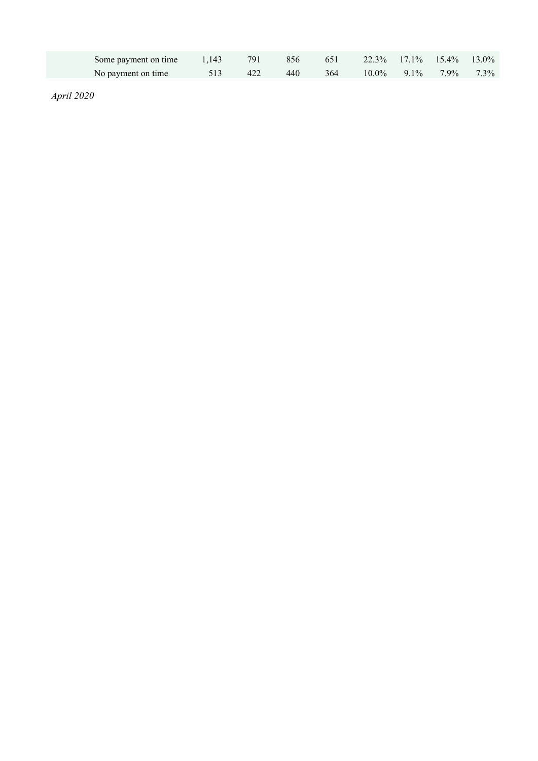| | | | | | | | | |
|---|---|---|---|---|---|---|---|---|
| Some payment on time | 1,143 | 791 | 856 | 651 | 22.3% | 17.1% | 15.4% | 13.0% |
| No payment on time | 513 | 422 | 440 | 364 | 10.0% | 9.1% | 7.9% | 7.3% |

*April 2020*